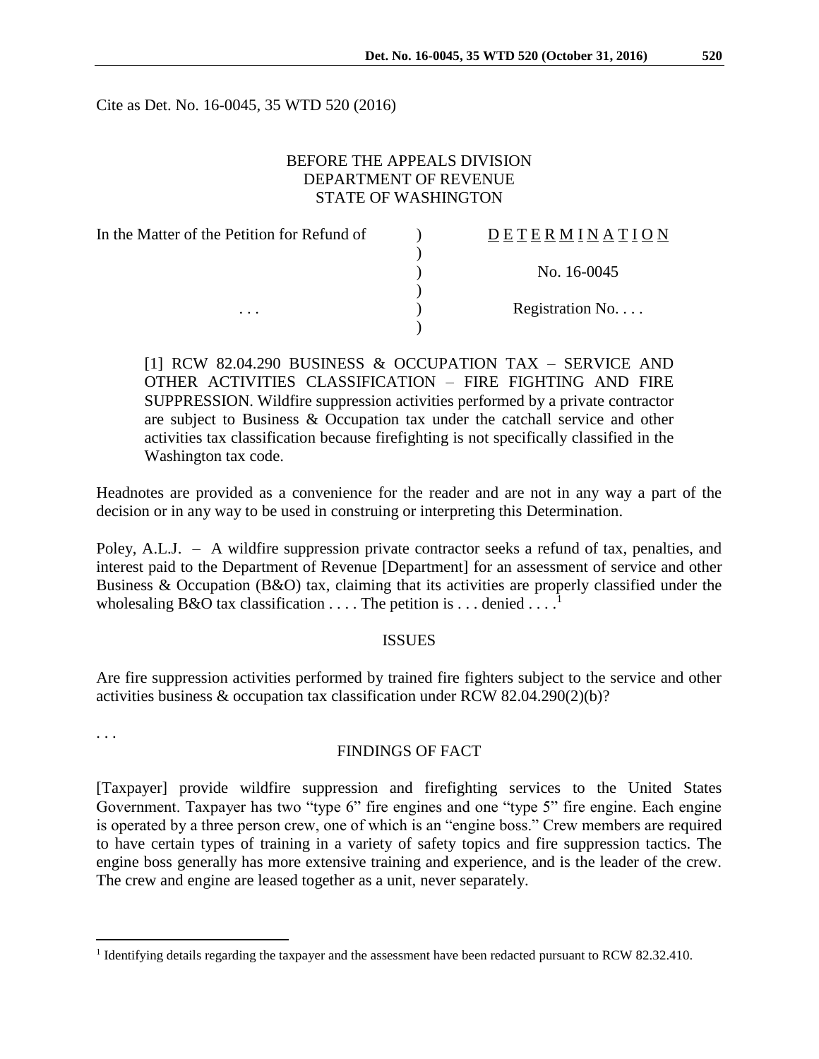Cite as Det. No. 16-0045, 35 WTD 520 (2016)

BEFORE THE APPEALS DIVISION
DEPARTMENT OF REVENUE
STATE OF WASHINGTON

| In the Matter of the Petition for Refund of | ) | D E T E R M I N A T I O N |
|---|---|---|
| | ) | |
| | ) | No. 16-0045 |
| | ) | |
| . . . | ) | Registration No. . . . |
| | ) | |

[1] RCW 82.04.290 BUSINESS & OCCUPATION TAX – SERVICE AND OTHER ACTIVITIES CLASSIFICATION – FIRE FIGHTING AND FIRE SUPPRESSION. Wildfire suppression activities performed by a private contractor are subject to Business & Occupation tax under the catchall service and other activities tax classification because firefighting is not specifically classified in the Washington tax code.

Headnotes are provided as a convenience for the reader and are not in any way a part of the decision or in any way to be used in construing or interpreting this Determination.

Poley, A.L.J. – A wildfire suppression private contractor seeks a refund of tax, penalties, and interest paid to the Department of Revenue [Department] for an assessment of service and other Business & Occupation (B&O) tax, claiming that its activities are properly classified under the wholesaling B&O tax classification . . . . The petition is . . . denied . . . .[1]

## ISSUES

Are fire suppression activities performed by trained fire fighters subject to the service and other activities business & occupation tax classification under RCW 82.04.290(2)(b)?

. . .

## FINDINGS OF FACT

[Taxpayer] provide wildfire suppression and firefighting services to the United States Government. Taxpayer has two "type 6" fire engines and one "type 5" fire engine. Each engine is operated by a three person crew, one of which is an "engine boss." Crew members are required to have certain types of training in a variety of safety topics and fire suppression tactics. The engine boss generally has more extensive training and experience, and is the leader of the crew. The crew and engine are leased together as a unit, never separately.

[1] Identifying details regarding the taxpayer and the assessment have been redacted pursuant to RCW 82.32.410.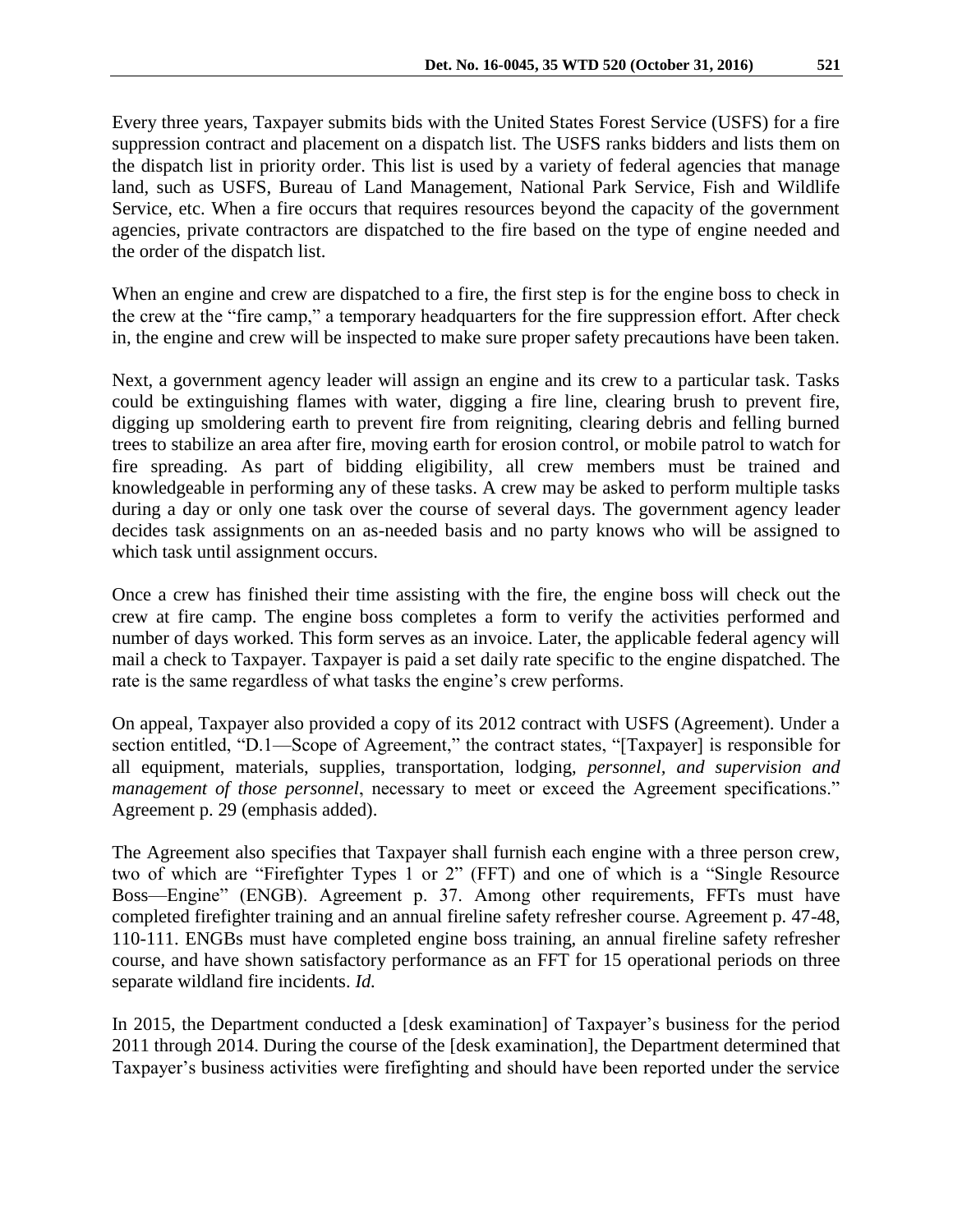Every three years, Taxpayer submits bids with the United States Forest Service (USFS) for a fire suppression contract and placement on a dispatch list. The USFS ranks bidders and lists them on the dispatch list in priority order. This list is used by a variety of federal agencies that manage land, such as USFS, Bureau of Land Management, National Park Service, Fish and Wildlife Service, etc. When a fire occurs that requires resources beyond the capacity of the government agencies, private contractors are dispatched to the fire based on the type of engine needed and the order of the dispatch list.

When an engine and crew are dispatched to a fire, the first step is for the engine boss to check in the crew at the "fire camp," a temporary headquarters for the fire suppression effort. After check in, the engine and crew will be inspected to make sure proper safety precautions have been taken.

Next, a government agency leader will assign an engine and its crew to a particular task. Tasks could be extinguishing flames with water, digging a fire line, clearing brush to prevent fire, digging up smoldering earth to prevent fire from reigniting, clearing debris and felling burned trees to stabilize an area after fire, moving earth for erosion control, or mobile patrol to watch for fire spreading. As part of bidding eligibility, all crew members must be trained and knowledgeable in performing any of these tasks. A crew may be asked to perform multiple tasks during a day or only one task over the course of several days. The government agency leader decides task assignments on an as-needed basis and no party knows who will be assigned to which task until assignment occurs.

Once a crew has finished their time assisting with the fire, the engine boss will check out the crew at fire camp. The engine boss completes a form to verify the activities performed and number of days worked. This form serves as an invoice. Later, the applicable federal agency will mail a check to Taxpayer. Taxpayer is paid a set daily rate specific to the engine dispatched. The rate is the same regardless of what tasks the engine's crew performs.

On appeal, Taxpayer also provided a copy of its 2012 contract with USFS (Agreement). Under a section entitled, "D.1—Scope of Agreement," the contract states, "[Taxpayer] is responsible for all equipment, materials, supplies, transportation, lodging, *personnel, and supervision and management of those personnel*, necessary to meet or exceed the Agreement specifications." Agreement p. 29 (emphasis added).

The Agreement also specifies that Taxpayer shall furnish each engine with a three person crew, two of which are "Firefighter Types 1 or 2" (FFT) and one of which is a "Single Resource Boss—Engine" (ENGB). Agreement p. 37. Among other requirements, FFTs must have completed firefighter training and an annual fireline safety refresher course. Agreement p. 47-48, 110-111. ENGBs must have completed engine boss training, an annual fireline safety refresher course, and have shown satisfactory performance as an FFT for 15 operational periods on three separate wildland fire incidents. *Id.*

In 2015, the Department conducted a [desk examination] of Taxpayer's business for the period 2011 through 2014. During the course of the [desk examination], the Department determined that Taxpayer's business activities were firefighting and should have been reported under the service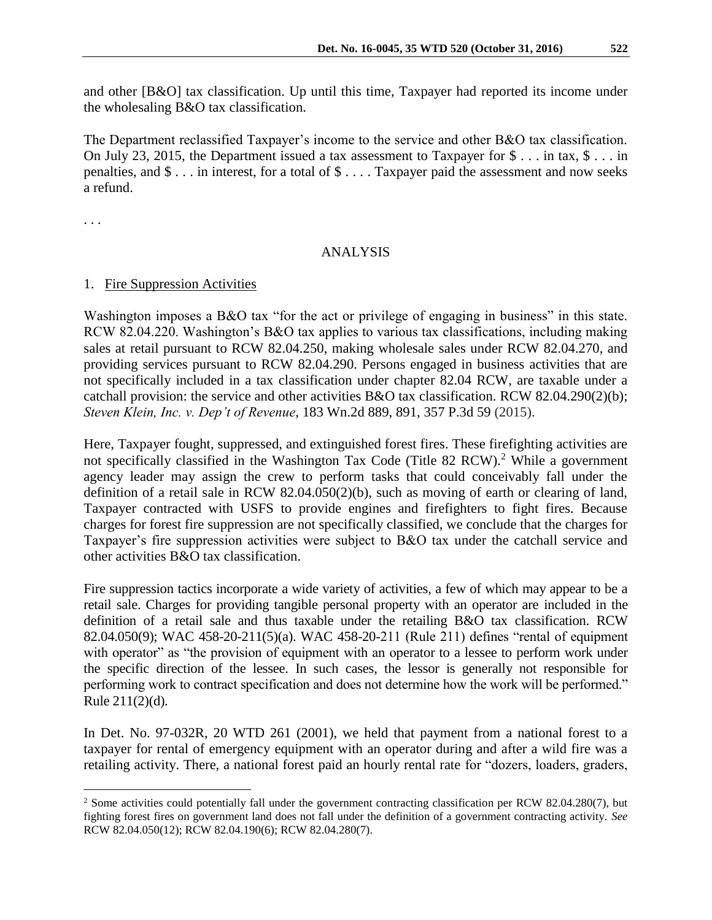and other [B&O] tax classification. Up until this time, Taxpayer had reported its income under the wholesaling B&O tax classification.

The Department reclassified Taxpayer's income to the service and other B&O tax classification. On July 23, 2015, the Department issued a tax assessment to Taxpayer for $ . . . in tax, $ . . . in penalties, and $ . . . in interest, for a total of $ . . . . Taxpayer paid the assessment and now seeks a refund.

. . .

## ANALYSIS

1. Fire Suppression Activities

Washington imposes a B&O tax "for the act or privilege of engaging in business" in this state. RCW 82.04.220. Washington's B&O tax applies to various tax classifications, including making sales at retail pursuant to RCW 82.04.250, making wholesale sales under RCW 82.04.270, and providing services pursuant to RCW 82.04.290. Persons engaged in business activities that are not specifically included in a tax classification under chapter 82.04 RCW, are taxable under a catchall provision: the service and other activities B&O tax classification. RCW 82.04.290(2)(b); *Steven Klein, Inc. v. Dep't of Revenue*, 183 Wn.2d 889, 891, 357 P.3d 59 (2015).

Here, Taxpayer fought, suppressed, and extinguished forest fires. These firefighting activities are not specifically classified in the Washington Tax Code (Title 82 RCW).[2] While a government agency leader may assign the crew to perform tasks that could conceivably fall under the definition of a retail sale in RCW 82.04.050(2)(b), such as moving of earth or clearing of land, Taxpayer contracted with USFS to provide engines and firefighters to fight fires. Because charges for forest fire suppression are not specifically classified, we conclude that the charges for Taxpayer's fire suppression activities were subject to B&O tax under the catchall service and other activities B&O tax classification.

Fire suppression tactics incorporate a wide variety of activities, a few of which may appear to be a retail sale. Charges for providing tangible personal property with an operator are included in the definition of a retail sale and thus taxable under the retailing B&O tax classification. RCW 82.04.050(9); WAC 458-20-211(5)(a). WAC 458-20-211 (Rule 211) defines "rental of equipment with operator" as "the provision of equipment with an operator to a lessee to perform work under the specific direction of the lessee. In such cases, the lessor is generally not responsible for performing work to contract specification and does not determine how the work will be performed." Rule 211(2)(d).

In Det. No. 97-032R, 20 WTD 261 (2001), we held that payment from a national forest to a taxpayer for rental of emergency equipment with an operator during and after a wild fire was a retailing activity. There, a national forest paid an hourly rental rate for "dozers, loaders, graders,

---

[2] Some activities could potentially fall under the government contracting classification per RCW 82.04.280(7), but fighting forest fires on government land does not fall under the definition of a government contracting activity. *See* RCW 82.04.050(12); RCW 82.04.190(6); RCW 82.04.280(7).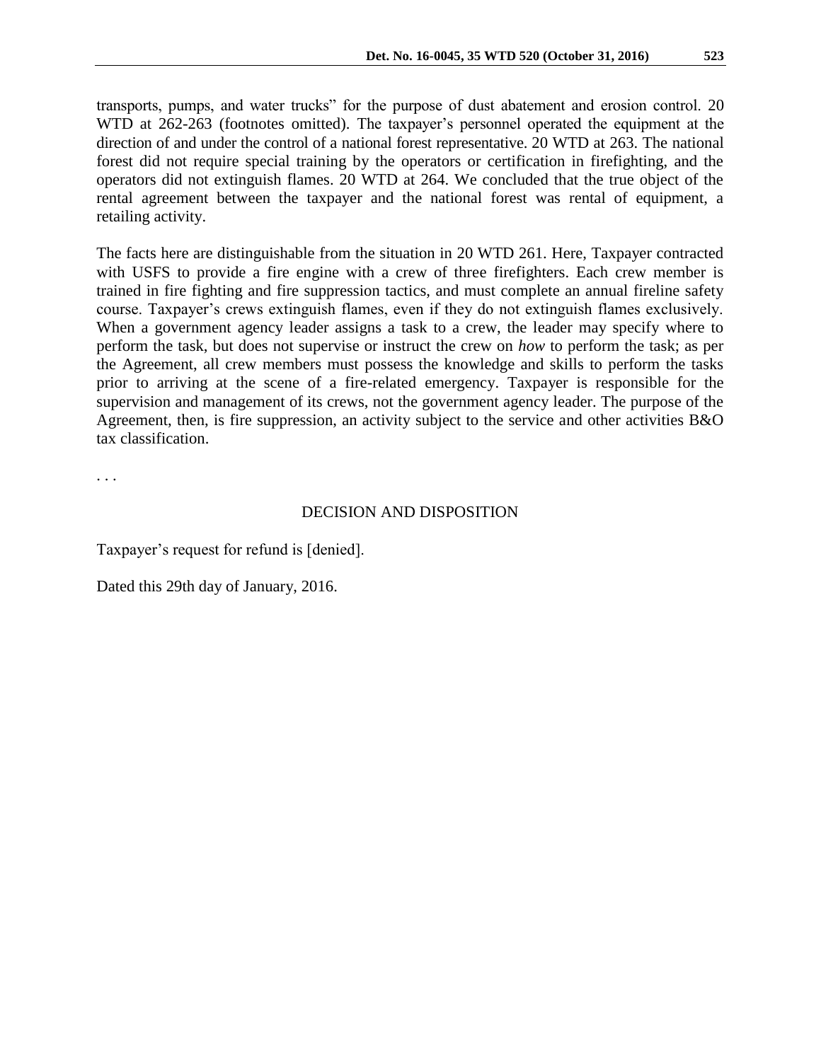transports, pumps, and water trucks" for the purpose of dust abatement and erosion control. 20 WTD at 262-263 (footnotes omitted). The taxpayer's personnel operated the equipment at the direction of and under the control of a national forest representative. 20 WTD at 263. The national forest did not require special training by the operators or certification in firefighting, and the operators did not extinguish flames. 20 WTD at 264. We concluded that the true object of the rental agreement between the taxpayer and the national forest was rental of equipment, a retailing activity.

The facts here are distinguishable from the situation in 20 WTD 261. Here, Taxpayer contracted with USFS to provide a fire engine with a crew of three firefighters. Each crew member is trained in fire fighting and fire suppression tactics, and must complete an annual fireline safety course. Taxpayer's crews extinguish flames, even if they do not extinguish flames exclusively. When a government agency leader assigns a task to a crew, the leader may specify where to perform the task, but does not supervise or instruct the crew on *how* to perform the task; as per the Agreement, all crew members must possess the knowledge and skills to perform the tasks prior to arriving at the scene of a fire-related emergency. Taxpayer is responsible for the supervision and management of its crews, not the government agency leader. The purpose of the Agreement, then, is fire suppression, an activity subject to the service and other activities B&O tax classification.

. . .

## DECISION AND DISPOSITION

Taxpayer's request for refund is [denied].

Dated this 29th day of January, 2016.